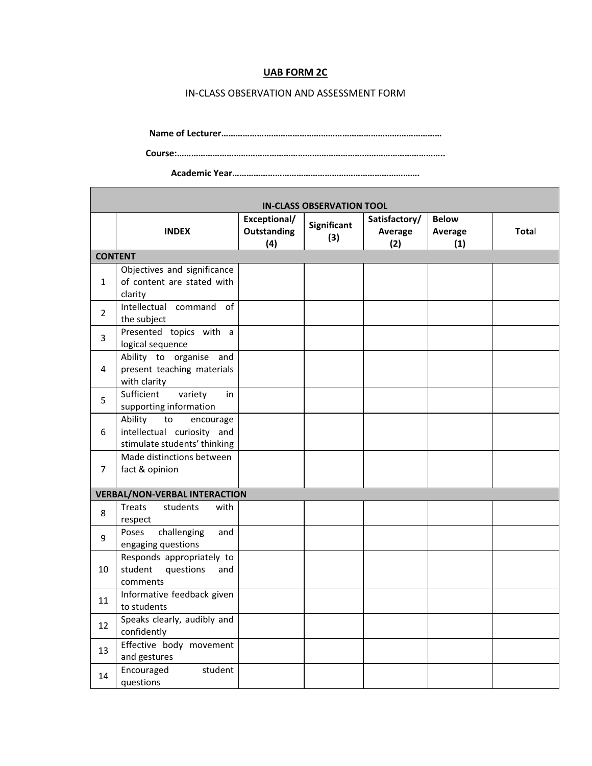**UAB FORM 2C**

IN-CLASS OBSERVATION AND ASSESSMENT FORM

**Name of Lecturer………………………………………………………………………………**

**Course:……………………………………………………………………………………………..**

**Academic Year…………………………………………………………………….**

| IN-CLASS OBSERVATION TOOL | | | | | | |
|---|---|---|---|---|---|---|
| | **INDEX** | **Exceptional/ Outstanding (4)** | **Significant (3)** | **Satisfactory/ Average (2)** | **Below Average (1)** | **Total** |
| **CONTENT** | | | | | | |
| 1 | Objectives and significance of content are stated with clarity | | | | | |
| 2 | Intellectual command of the subject | | | | | |
| 3 | Presented topics with a logical sequence | | | | | |
| 4 | Ability to organise and present teaching materials with clarity | | | | | |
| 5 | Sufficient variety in supporting information | | | | | |
| 6 | Ability to encourage intellectual curiosity and stimulate students' thinking | | | | | |
| 7 | Made distinctions between fact & opinion | | | | | |
| **VERBAL/NON-VERBAL INTERACTION** | | | | | | |
| 8 | Treats students with respect | | | | | |
| 9 | Poses challenging and engaging questions | | | | | |
| 10 | Responds appropriately to student questions and comments | | | | | |
| 11 | Informative feedback given to students | | | | | |
| 12 | Speaks clearly, audibly and confidently | | | | | |
| 13 | Effective body movement and gestures | | | | | |
| 14 | Encouraged student questions | | | | | |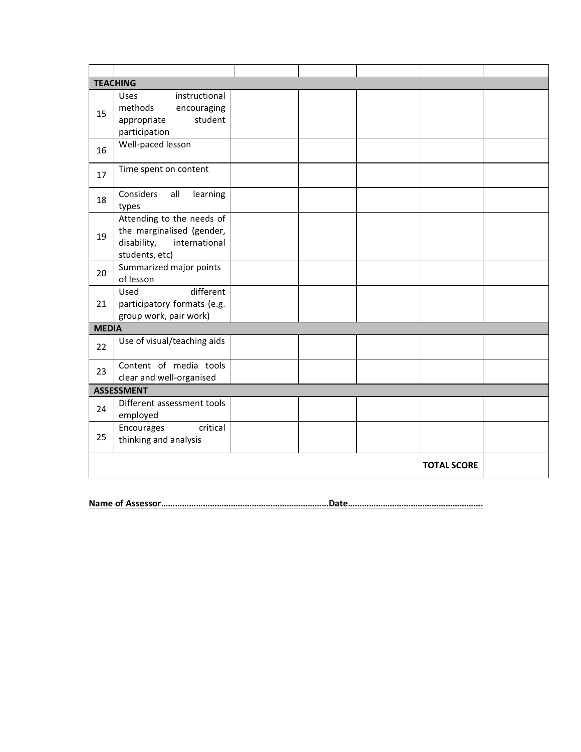| | | | | | | |
|---|---|---|---|---|---|---|
| **TEACHING** | | | | | | |
| 15 | Uses instructional methods encouraging appropriate student participation | | | | | |
| 16 | Well-paced lesson | | | | | |
| 17 | Time spent on content | | | | | |
| 18 | Considers all learning types | | | | | |
| 19 | Attending to the needs of the marginalised (gender, disability, international students, etc) | | | | | |
| 20 | Summarized major points of lesson | | | | | |
| 21 | Used different participatory formats (e.g. group work, pair work) | | | | | |
| **MEDIA** | | | | | | |
| 22 | Use of visual/teaching aids | | | | | |
| 23 | Content of media tools clear and well-organised | | | | | |
| **ASSESSMENT** | | | | | | |
| 24 | Different assessment tools employed | | | | | |
| 25 | Encourages critical thinking and analysis | | | | | |
| | | | | | **TOTAL SCORE** | |

**Name of Assessor…………………………………………………………………Date………………………………………………….**